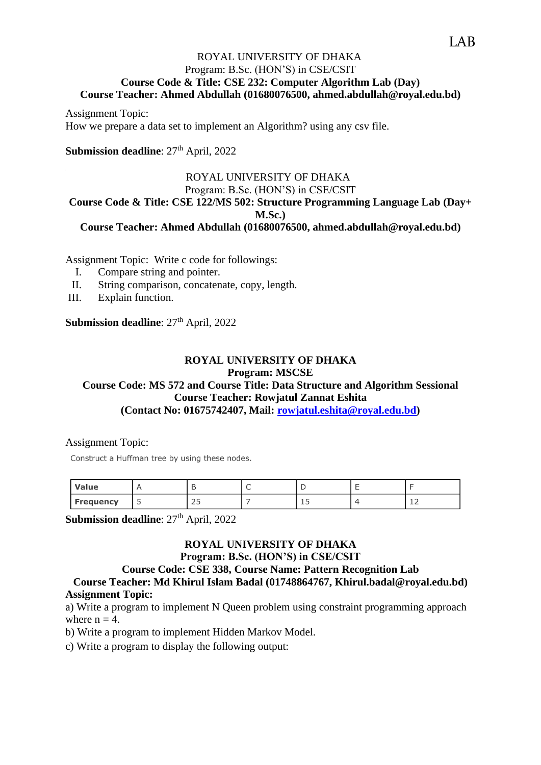LAB

ROYAL UNIVERSITY OF DHAKA
Program: B.Sc. (HON'S) in CSE/CSIT
**Course Code & Title: CSE 232: Computer Algorithm Lab (Day)**
**Course Teacher: Ahmed Abdullah (01680076500, ahmed.abdullah@royal.edu.bd)**

Assignment Topic:
How we prepare a data set to implement an Algorithm? using any csv file.

**Submission deadline**: 27th April, 2022

ROYAL UNIVERSITY OF DHAKA
Program: B.Sc. (HON'S) in CSE/CSIT
**Course Code & Title: CSE 122/MS 502: Structure Programming Language Lab (Day+ M.Sc.)**
**Course Teacher: Ahmed Abdullah (01680076500, ahmed.abdullah@royal.edu.bd)**

Assignment Topic: Write c code for followings:

I. Compare string and pointer.
II. String comparison, concatenate, copy, length.
III. Explain function.

**Submission deadline**: 27th April, 2022

**ROYAL UNIVERSITY OF DHAKA**
**Program: MSCSE**
**Course Code: MS 572 and Course Title: Data Structure and Algorithm Sessional**
**Course Teacher: Rowjatul Zannat Eshita**
**(Contact No: 01675742407, Mail: rowjatul.eshita@royal.edu.bd)**

Assignment Topic:

Construct a Huffman tree by using these nodes.

| **Value** | A | B | C | D | E | F |
|---|---|---|---|---|---|---|
| **Frequency** | 5 | 25 | 7 | 15 | 4 | 12 |

**Submission deadline**: 27th April, 2022

**ROYAL UNIVERSITY OF DHAKA**
**Program: B.Sc. (HON'S) in CSE/CSIT**
**Course Code: CSE 338, Course Name: Pattern Recognition Lab**
**Course Teacher: Md Khirul Islam Badal (01748864767, Khirul.badal@royal.edu.bd)**
**Assignment Topic:**

a) Write a program to implement N Queen problem using constraint programming approach where n = 4.

b) Write a program to implement Hidden Markov Model.

c) Write a program to display the following output: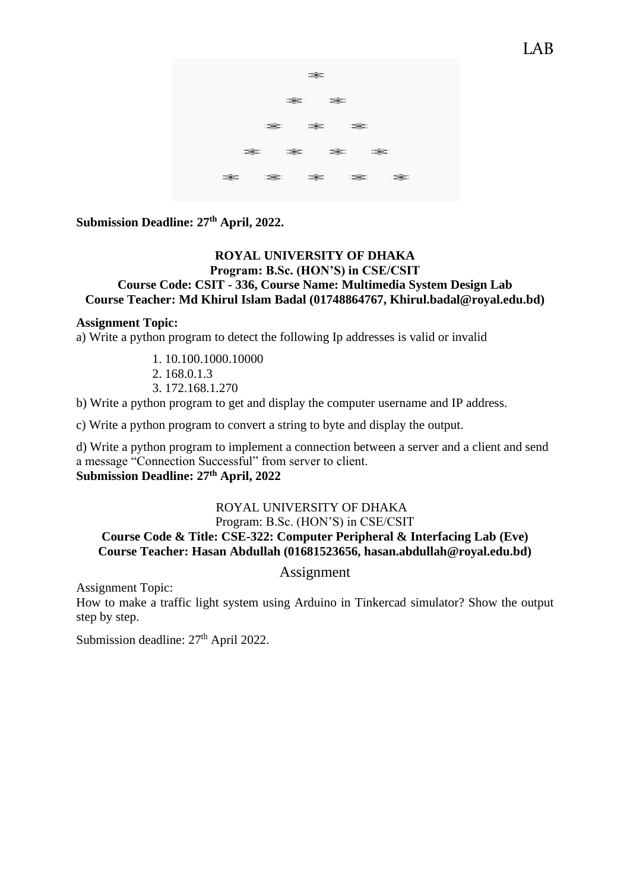LAB

**Submission Deadline: 27th April, 2022.**

**ROYAL UNIVERSITY OF DHAKA**
**Program: B.Sc. (HON'S) in CSE/CSIT**
**Course Code: CSIT - 336, Course Name: Multimedia System Design Lab**
**Course Teacher: Md Khirul Islam Badal (01748864767, Khirul.badal@royal.edu.bd)**

**Assignment Topic:**

a) Write a python program to detect the following Ip addresses is valid or invalid

1. 10.100.1000.10000
2. 168.0.1.3
3. 172.168.1.270

b) Write a python program to get and display the computer username and IP address.

c) Write a python program to convert a string to byte and display the output.

d) Write a python program to implement a connection between a server and a client and send a message "Connection Successful" from server to client.

**Submission Deadline: 27th April, 2022**

ROYAL UNIVERSITY OF DHAKA
Program: B.Sc. (HON'S) in CSE/CSIT
**Course Code & Title: CSE-322: Computer Peripheral & Interfacing Lab (Eve)**
**Course Teacher: Hasan Abdullah (01681523656, hasan.abdullah@royal.edu.bd)**

## Assignment

Assignment Topic:

How to make a traffic light system using Arduino in Tinkercad simulator? Show the output step by step.

Submission deadline: 27th April 2022.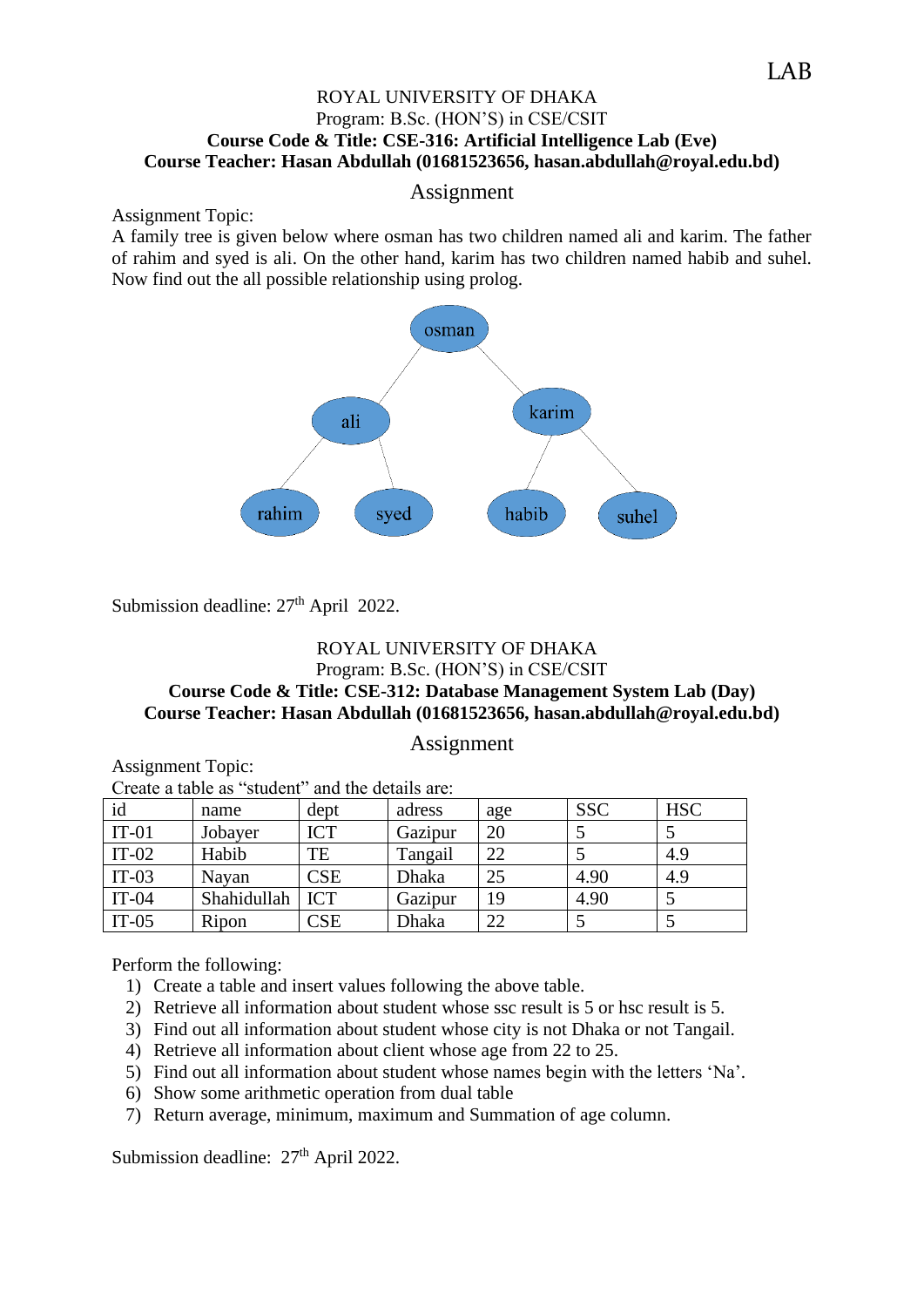LAB

ROYAL UNIVERSITY OF DHAKA
Program: B.Sc. (HON'S) in CSE/CSIT
**Course Code & Title: CSE-316: Artificial Intelligence Lab (Eve)**
**Course Teacher: Hasan Abdullah (01681523656, hasan.abdullah@royal.edu.bd)**

## Assignment

Assignment Topic:
A family tree is given below where osman has two children named ali and karim. The father of rahim and syed is ali. On the other hand, karim has two children named habib and suhel. Now find out the all possible relationship using prolog.

osman

ali karim

rahim syed habib suhel

Submission deadline: 27th April 2022.

ROYAL UNIVERSITY OF DHAKA
Program: B.Sc. (HON'S) in CSE/CSIT
**Course Code & Title: CSE-312: Database Management System Lab (Day)**
**Course Teacher: Hasan Abdullah (01681523656, hasan.abdullah@royal.edu.bd)**

## Assignment

Assignment Topic:
Create a table as "student" and the details are:

| id | name | dept | adress | age | SSC | HSC |
|---|---|---|---|---|---|---|
| IT-01 | Jobayer | ICT | Gazipur | 20 | 5 | 5 |
| IT-02 | Habib | TE | Tangail | 22 | 5 | 4.9 |
| IT-03 | Nayan | CSE | Dhaka | 25 | 4.90 | 4.9 |
| IT-04 | Shahidullah | ICT | Gazipur | 19 | 4.90 | 5 |
| IT-05 | Ripon | CSE | Dhaka | 22 | 5 | 5 |

Perform the following:

1) Create a table and insert values following the above table.
2) Retrieve all information about student whose ssc result is 5 or hsc result is 5.
3) Find out all information about student whose city is not Dhaka or not Tangail.
4) Retrieve all information about client whose age from 22 to 25.
5) Find out all information about student whose names begin with the letters 'Na'.
6) Show some arithmetic operation from dual table
7) Return average, minimum, maximum and Summation of age column.

Submission deadline: 27th April 2022.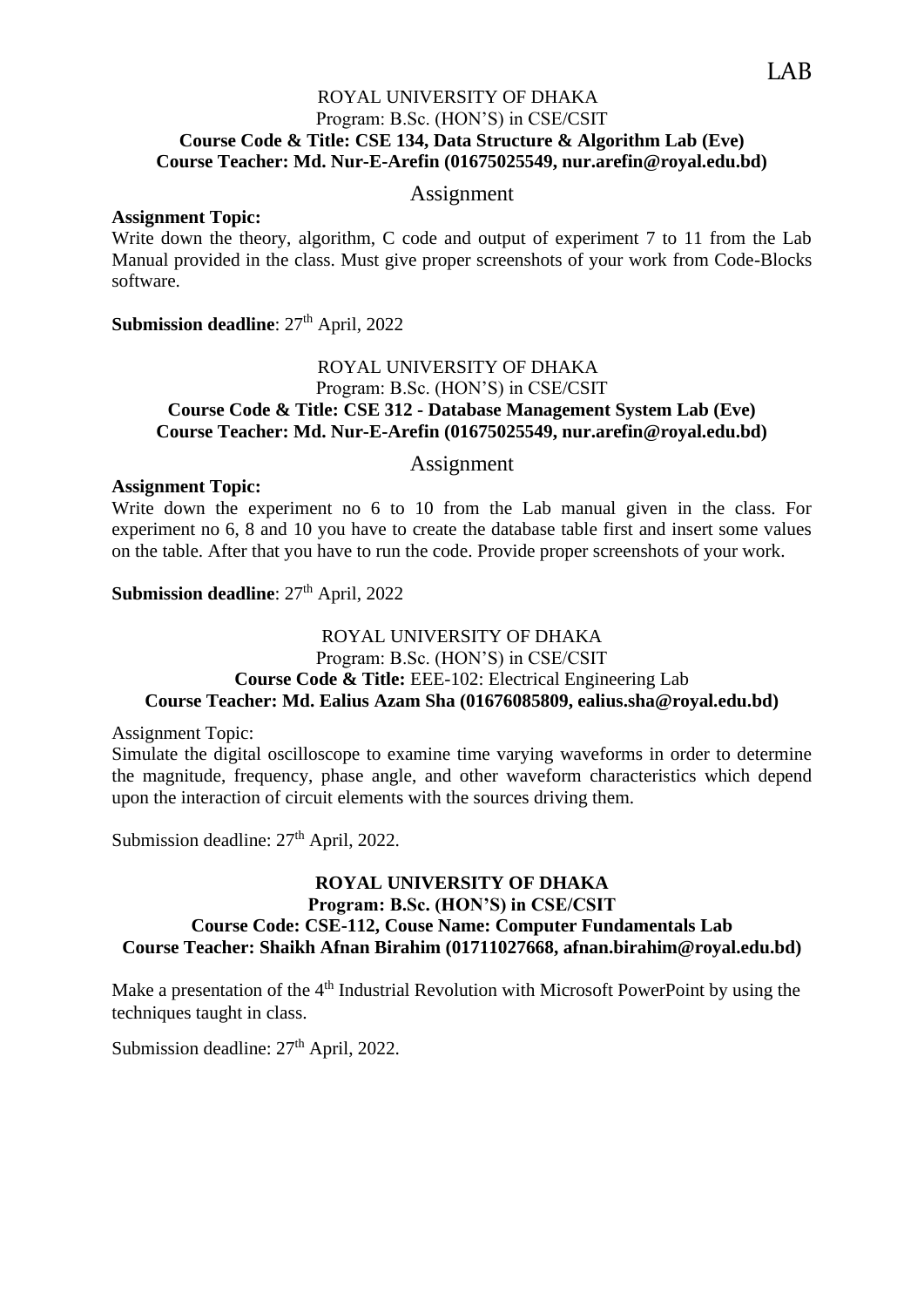LAB

ROYAL UNIVERSITY OF DHAKA
Program: B.Sc. (HON'S) in CSE/CSIT
**Course Code & Title: CSE 134, Data Structure & Algorithm Lab (Eve)**
**Course Teacher: Md. Nur-E-Arefin (01675025549, nur.arefin@royal.edu.bd)**

## Assignment

**Assignment Topic:**
Write down the theory, algorithm, C code and output of experiment 7 to 11 from the Lab Manual provided in the class. Must give proper screenshots of your work from Code-Blocks software.

**Submission deadline**: 27th April, 2022

ROYAL UNIVERSITY OF DHAKA
Program: B.Sc. (HON'S) in CSE/CSIT
**Course Code & Title: CSE 312 - Database Management System Lab (Eve)**
**Course Teacher: Md. Nur-E-Arefin (01675025549, nur.arefin@royal.edu.bd)**

## Assignment

**Assignment Topic:**
Write down the experiment no 6 to 10 from the Lab manual given in the class. For experiment no 6, 8 and 10 you have to create the database table first and insert some values on the table. After that you have to run the code. Provide proper screenshots of your work.

**Submission deadline**: 27th April, 2022

ROYAL UNIVERSITY OF DHAKA
Program: B.Sc. (HON'S) in CSE/CSIT
**Course Code & Title:** EEE-102: Electrical Engineering Lab
**Course Teacher: Md. Ealius Azam Sha (01676085809, ealius.sha@royal.edu.bd)**

Assignment Topic:
Simulate the digital oscilloscope to examine time varying waveforms in order to determine the magnitude, frequency, phase angle, and other waveform characteristics which depend upon the interaction of circuit elements with the sources driving them.

Submission deadline: 27th April, 2022.

**ROYAL UNIVERSITY OF DHAKA**
**Program: B.Sc. (HON'S) in CSE/CSIT**
**Course Code: CSE-112, Couse Name: Computer Fundamentals Lab**
**Course Teacher: Shaikh Afnan Birahim (01711027668, afnan.birahim@royal.edu.bd)**

Make a presentation of the 4th Industrial Revolution with Microsoft PowerPoint by using the techniques taught in class.

Submission deadline: 27th April, 2022.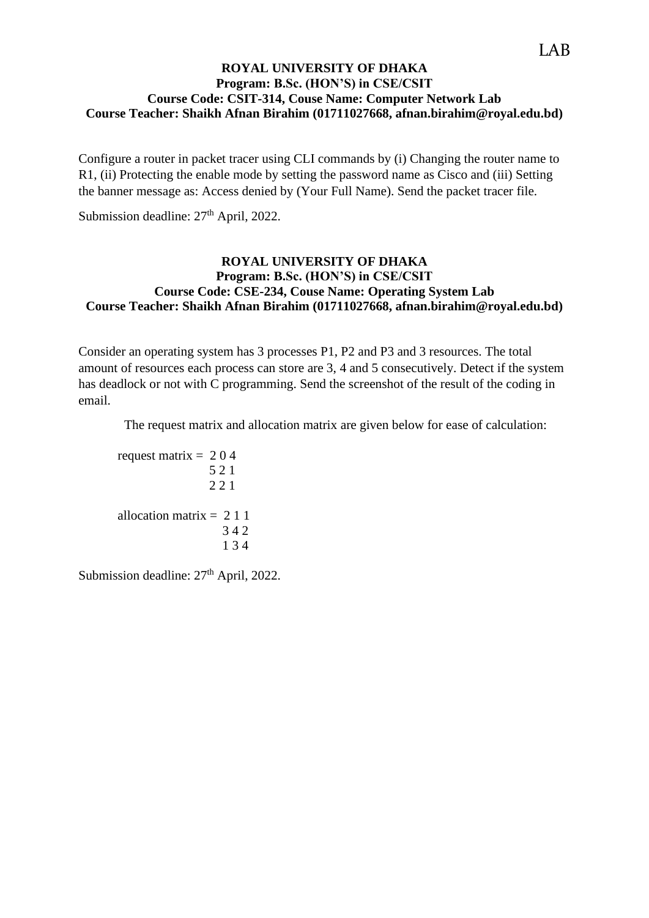LAB

**ROYAL UNIVERSITY OF DHAKA**
**Program: B.Sc. (HON'S) in CSE/CSIT**
**Course Code: CSIT-314, Couse Name: Computer Network Lab**
**Course Teacher: Shaikh Afnan Birahim (01711027668, afnan.birahim@royal.edu.bd)**

Configure a router in packet tracer using CLI commands by (i) Changing the router name to R1, (ii) Protecting the enable mode by setting the password name as Cisco and (iii) Setting the banner message as: Access denied by (Your Full Name). Send the packet tracer file.

Submission deadline: 27th April, 2022.

**ROYAL UNIVERSITY OF DHAKA**
**Program: B.Sc. (HON'S) in CSE/CSIT**
**Course Code: CSE-234, Couse Name: Operating System Lab**
**Course Teacher: Shaikh Afnan Birahim (01711027668, afnan.birahim@royal.edu.bd)**

Consider an operating system has 3 processes P1, P2 and P3 and 3 resources. The total amount of resources each process can store are 3, 4 and 5 consecutively. Detect if the system has deadlock or not with C programming. Send the screenshot of the result of the coding in email.

The request matrix and allocation matrix are given below for ease of calculation:

request matrix = 2 0 4
5 2 1
2 2 1

allocation matrix = 2 1 1
3 4 2
1 3 4

Submission deadline: 27th April, 2022.